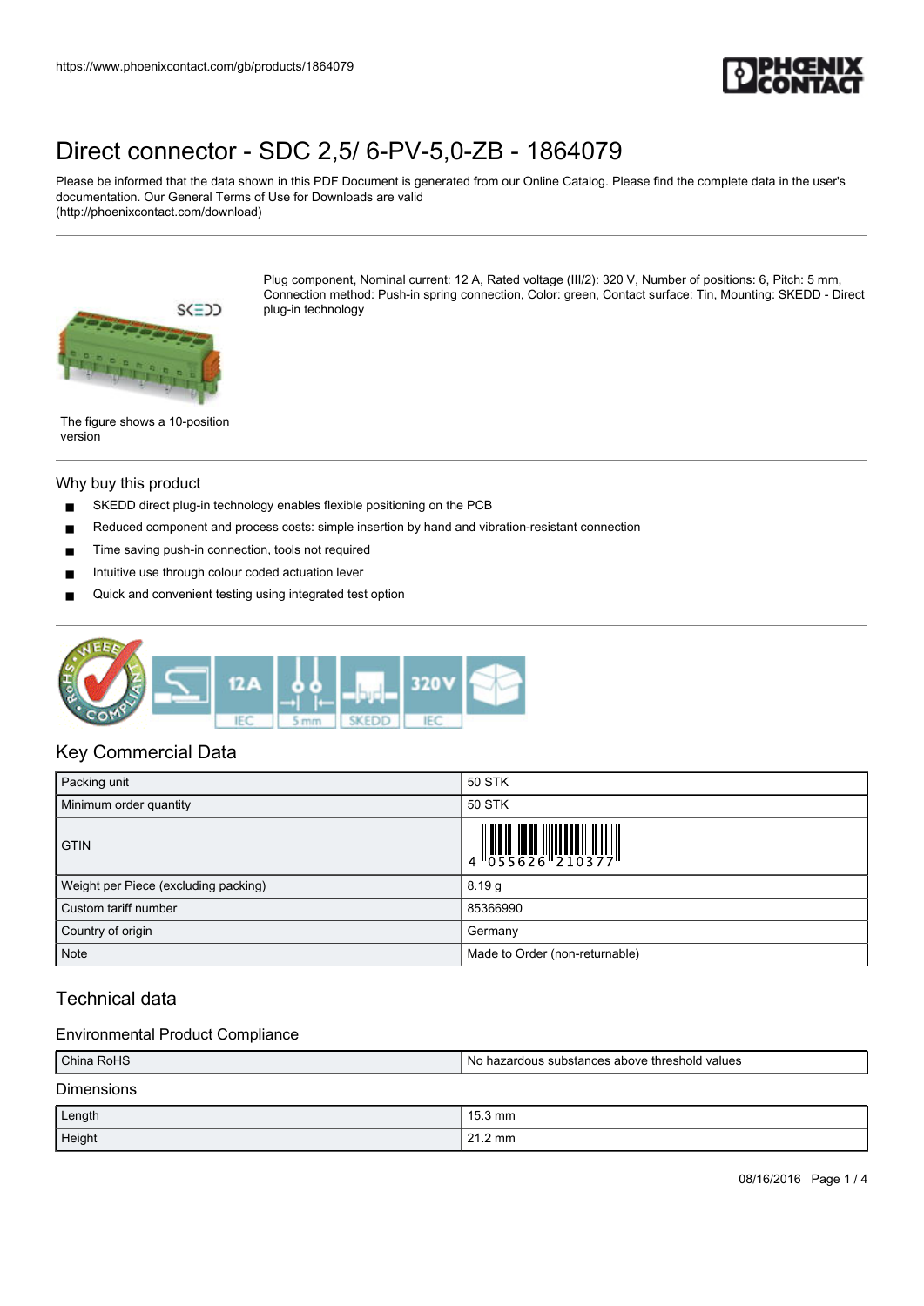# Direct connector - SDC 2,5/ 6-PV-5,0-ZB - 1864079

Please be informed that the data shown in this PDF Document is generated from our Online Catalog. Please find the complete data in the user's documentation. Our General Terms of Use for Downloads are valid (http://phoenixcontact.com/download)

Plug component, Nominal current: 12 A, Rated voltage (III/2): 320 V, Number of positions: 6, Pitch: 5 mm, Connection method: Push-in spring connection, Color: green, Contact surface: Tin, Mounting: SKEDD - Direct plug-in technology

The figure shows a 10-position version

## Why buy this product

- SKEDD direct plug-in technology enables flexible positioning on the PCB
- Reduced component and process costs: simple insertion by hand and vibration-resistant connection
- Time saving push-in connection, tools not required
- Intuitive use through colour coded actuation lever
- Quick and convenient testing using integrated test option

## Key Commercial Data

| | |
|---|---|
| Packing unit | 50 STK |
| Minimum order quantity | 50 STK |
| GTIN | 4 055626 210377 |
| Weight per Piece (excluding packing) | 8.19 g |
| Custom tariff number | 85366990 |
| Country of origin | Germany |
| Note | Made to Order (non-returnable) |

## Technical data

### Environmental Product Compliance

| | |
|---|---|
| China RoHS | No hazardous substances above threshold values |

### Dimensions

| | |
|---|---|
| Length | 15.3 mm |
| Height | 21.2 mm |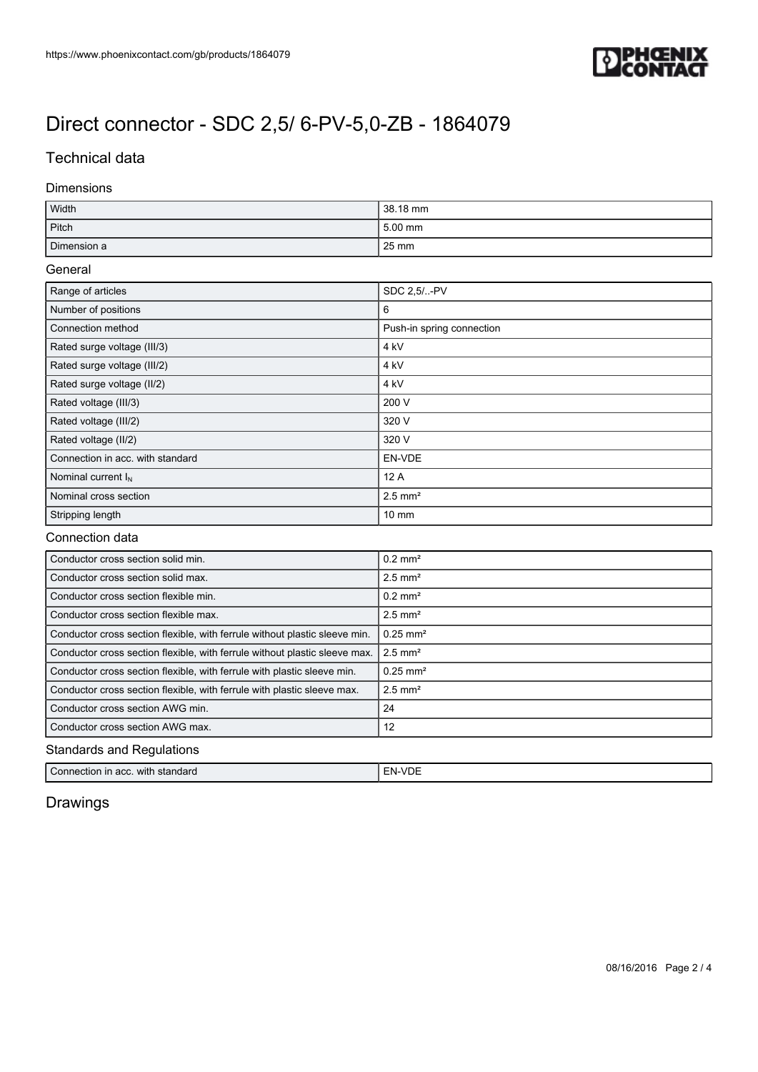# Direct connector - SDC 2,5/ 6-PV-5,0-ZB - 1864079

## Technical data

### Dimensions

| | |
|---|---|
| Width | 38.18 mm |
| Pitch | 5.00 mm |
| Dimension a | 25 mm |

### General

| | |
|---|---|
| Range of articles | SDC 2,5/..-PV |
| Number of positions | 6 |
| Connection method | Push-in spring connection |
| Rated surge voltage (III/3) | 4 kV |
| Rated surge voltage (III/2) | 4 kV |
| Rated surge voltage (II/2) | 4 kV |
| Rated voltage (III/3) | 200 V |
| Rated voltage (III/2) | 320 V |
| Rated voltage (II/2) | 320 V |
| Connection in acc. with standard | EN-VDE |
| Nominal current $I_N$ | 12 A |
| Nominal cross section | 2.5 mm² |
| Stripping length | 10 mm |

### Connection data

| | |
|---|---|
| Conductor cross section solid min. | 0.2 mm² |
| Conductor cross section solid max. | 2.5 mm² |
| Conductor cross section flexible min. | 0.2 mm² |
| Conductor cross section flexible max. | 2.5 mm² |
| Conductor cross section flexible, with ferrule without plastic sleeve min. | 0.25 mm² |
| Conductor cross section flexible, with ferrule without plastic sleeve max. | 2.5 mm² |
| Conductor cross section flexible, with ferrule with plastic sleeve min. | 0.25 mm² |
| Conductor cross section flexible, with ferrule with plastic sleeve max. | 2.5 mm² |
| Conductor cross section AWG min. | 24 |
| Conductor cross section AWG max. | 12 |

### Standards and Regulations

| | |
|---|---|
| Connection in acc. with standard | EN-VDE |

## Drawings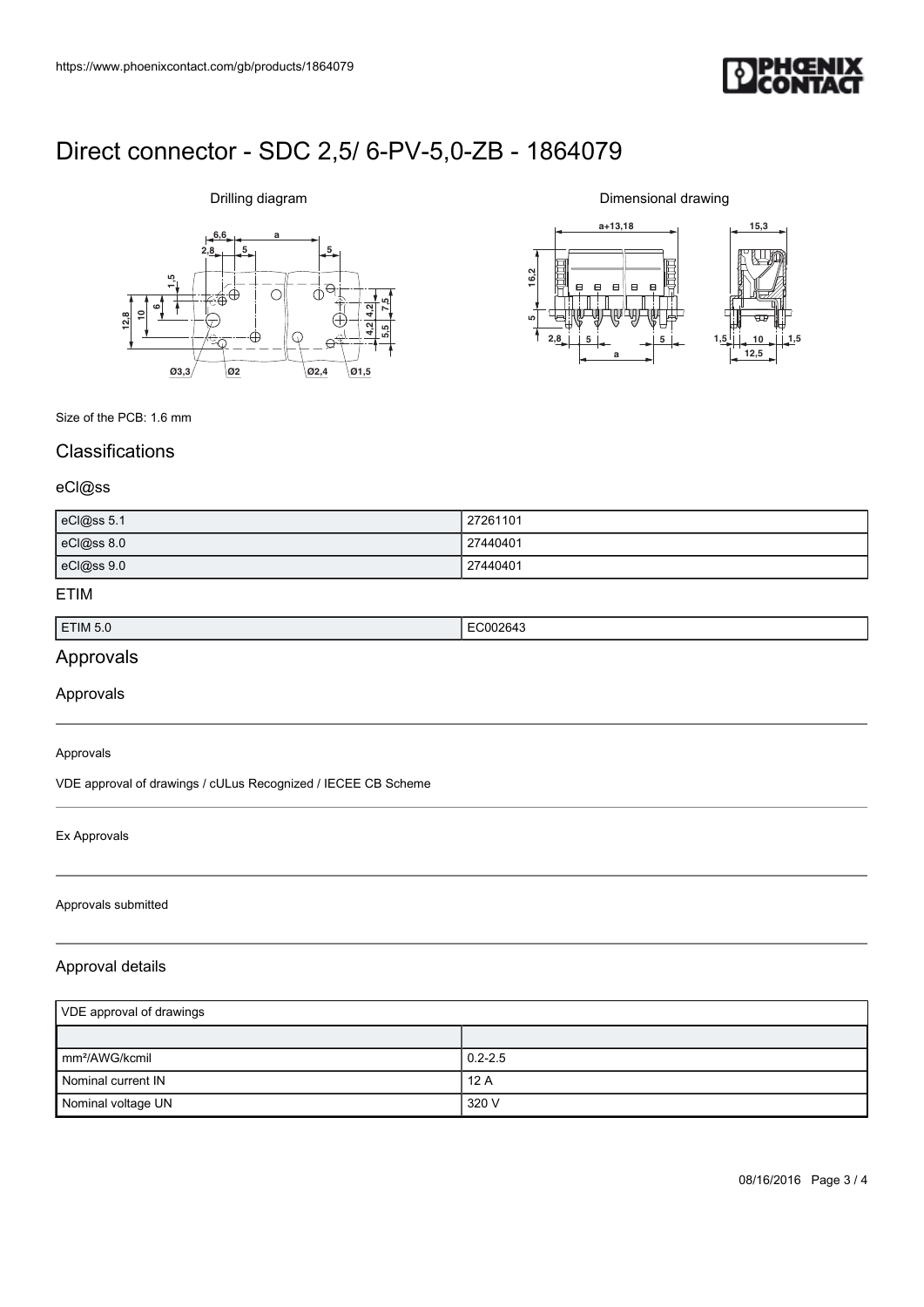# Direct connector - SDC 2,5/ 6-PV-5,0-ZB - 1864079

Drilling diagram

Dimensional drawing

Size of the PCB: 1.6 mm

## Classifications

### eCl@ss

| eCl@ss 5.1 | 27261101 |
|---|---|
| eCl@ss 8.0 | 27440401 |
| eCl@ss 9.0 | 27440401 |

### ETIM

| ETIM 5.0 | EC002643 |
|---|---|

## Approvals

### Approvals

Approvals

VDE approval of drawings / cULus Recognized / IECEE CB Scheme

Ex Approvals

Approvals submitted

### Approval details

| VDE approval of drawings | |
|---|---|
| | |
| mm²/AWG/kcmil | 0.2-2.5 |
| Nominal current IN | 12 A |
| Nominal voltage UN | 320 V |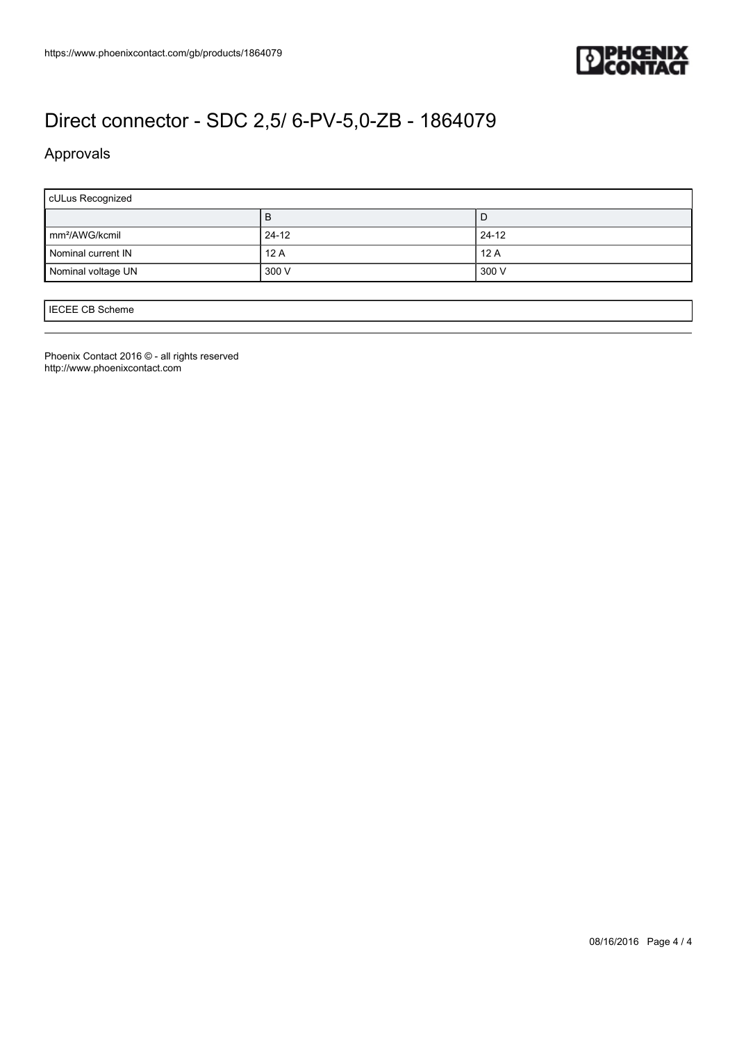# Direct connector - SDC 2,5/ 6-PV-5,0-ZB - 1864079

## Approvals

cULus Recognized

| | B | D |
|---|---|---|
| mm²/AWG/kcmil | 24-12 | 24-12 |
| Nominal current IN | 12 A | 12 A |
| Nominal voltage UN | 300 V | 300 V |

IECEE CB Scheme

Phoenix Contact 2016 © - all rights reserved
http://www.phoenixcontact.com